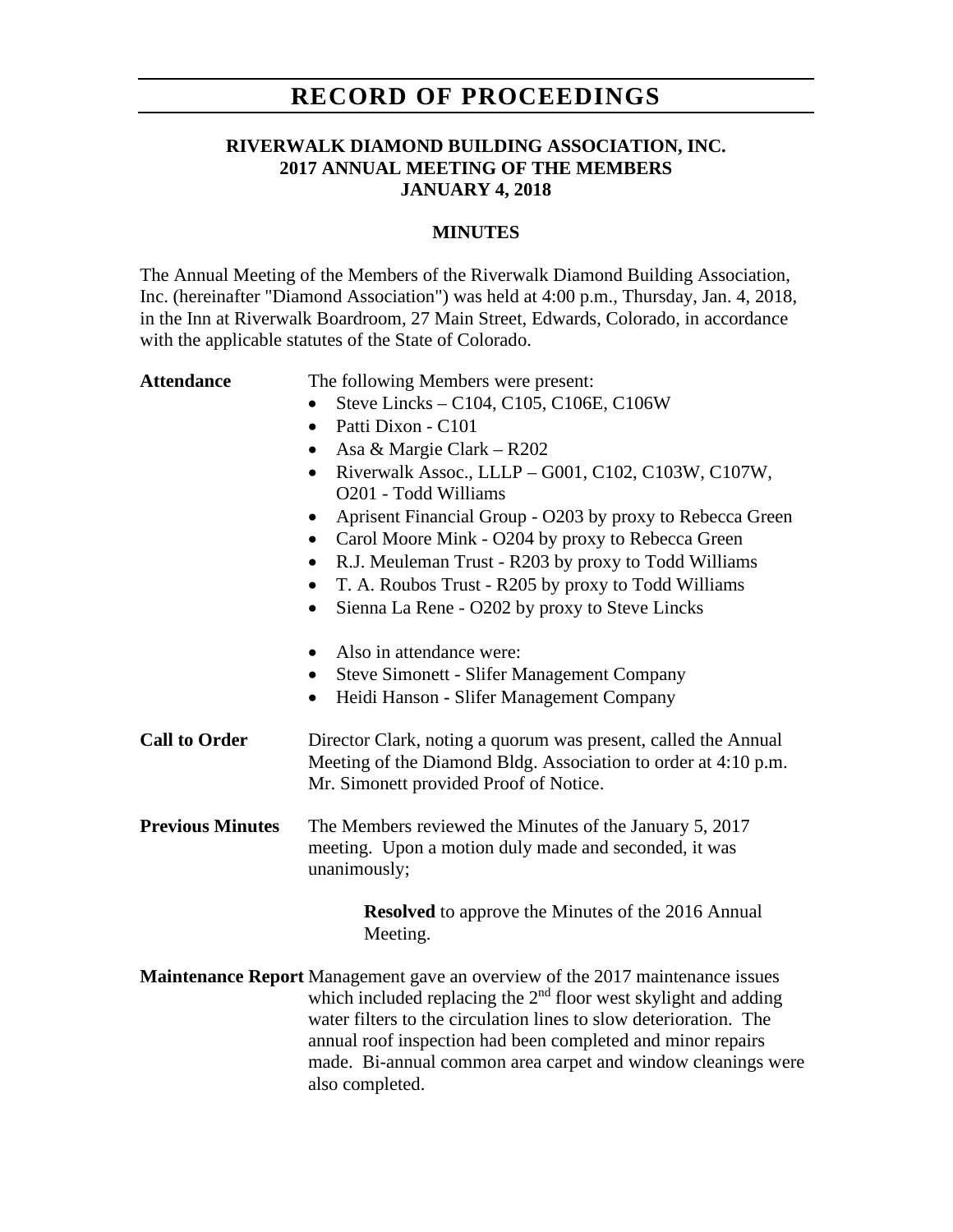# RECORD OF PROCEEDINGS

**RIVERWALK DIAMOND BUILDING ASSOCIATION, INC.**
**2017 ANNUAL MEETING OF THE MEMBERS**
**JANUARY 4, 2018**

**MINUTES**

The Annual Meeting of the Members of the Riverwalk Diamond Building Association, Inc. (hereinafter "Diamond Association") was held at 4:00 p.m., Thursday, Jan. 4, 2018, in the Inn at Riverwalk Boardroom, 27 Main Street, Edwards, Colorado, in accordance with the applicable statutes of the State of Colorado.

**Attendance**

The following Members were present:

- Steve Lincks – C104, C105, C106E, C106W
- Patti Dixon - C101
- Asa & Margie Clark – R202
- Riverwalk Assoc., LLLP – G001, C102, C103W, C107W, O201 - Todd Williams
- Aprisent Financial Group - O203 by proxy to Rebecca Green
- Carol Moore Mink - O204 by proxy to Rebecca Green
- R.J. Meuleman Trust - R203 by proxy to Todd Williams
- T. A. Roubos Trust - R205 by proxy to Todd Williams
- Sienna La Rene - O202 by proxy to Steve Lincks

- Also in attendance were:
- Steve Simonett - Slifer Management Company
- Heidi Hanson - Slifer Management Company

**Call to Order**

Director Clark, noting a quorum was present, called the Annual Meeting of the Diamond Bldg. Association to order at 4:10 p.m. Mr. Simonett provided Proof of Notice.

**Previous Minutes**

The Members reviewed the Minutes of the January 5, 2017 meeting. Upon a motion duly made and seconded, it was unanimously;

> **Resolved** to approve the Minutes of the 2016 Annual Meeting.

**Maintenance Report**

Management gave an overview of the 2017 maintenance issues which included replacing the 2nd floor west skylight and adding water filters to the circulation lines to slow deterioration. The annual roof inspection had been completed and minor repairs made. Bi-annual common area carpet and window cleanings were also completed.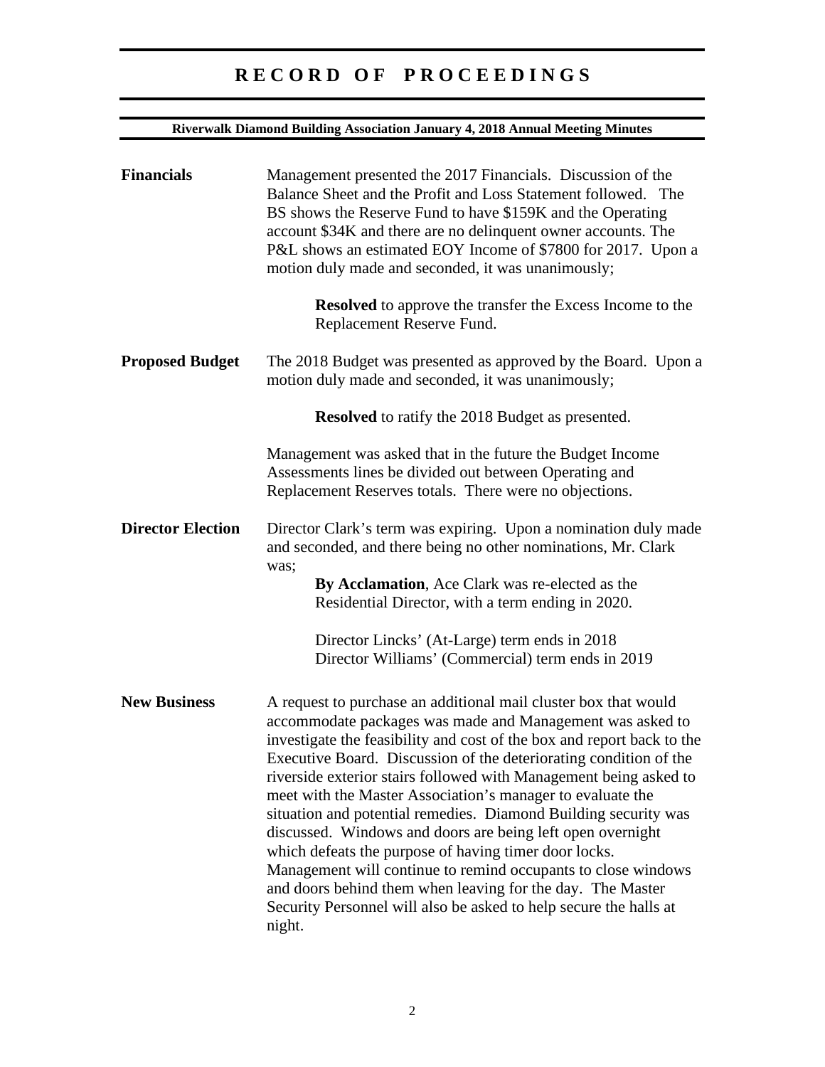# RECORD OF PROCEEDINGS

**Riverwalk Diamond Building Association January 4, 2018 Annual Meeting Minutes**

**Financials**

Management presented the 2017 Financials. Discussion of the Balance Sheet and the Profit and Loss Statement followed. The BS shows the Reserve Fund to have $159K and the Operating account $34K and there are no delinquent owner accounts. The P&L shows an estimated EOY Income of $7800 for 2017. Upon a motion duly made and seconded, it was unanimously;

> **Resolved** to approve the transfer the Excess Income to the Replacement Reserve Fund.

**Proposed Budget**

The 2018 Budget was presented as approved by the Board. Upon a motion duly made and seconded, it was unanimously;

> **Resolved** to ratify the 2018 Budget as presented.

Management was asked that in the future the Budget Income Assessments lines be divided out between Operating and Replacement Reserves totals. There were no objections.

**Director Election**

Director Clark's term was expiring. Upon a nomination duly made and seconded, and there being no other nominations, Mr. Clark was;

> **By Acclamation**, Ace Clark was re-elected as the Residential Director, with a term ending in 2020.
>
> Director Lincks' (At-Large) term ends in 2018
> Director Williams' (Commercial) term ends in 2019

**New Business**

A request to purchase an additional mail cluster box that would accommodate packages was made and Management was asked to investigate the feasibility and cost of the box and report back to the Executive Board. Discussion of the deteriorating condition of the riverside exterior stairs followed with Management being asked to meet with the Master Association's manager to evaluate the situation and potential remedies. Diamond Building security was discussed. Windows and doors are being left open overnight which defeats the purpose of having timer door locks. Management will continue to remind occupants to close windows and doors behind them when leaving for the day. The Master Security Personnel will also be asked to help secure the halls at night.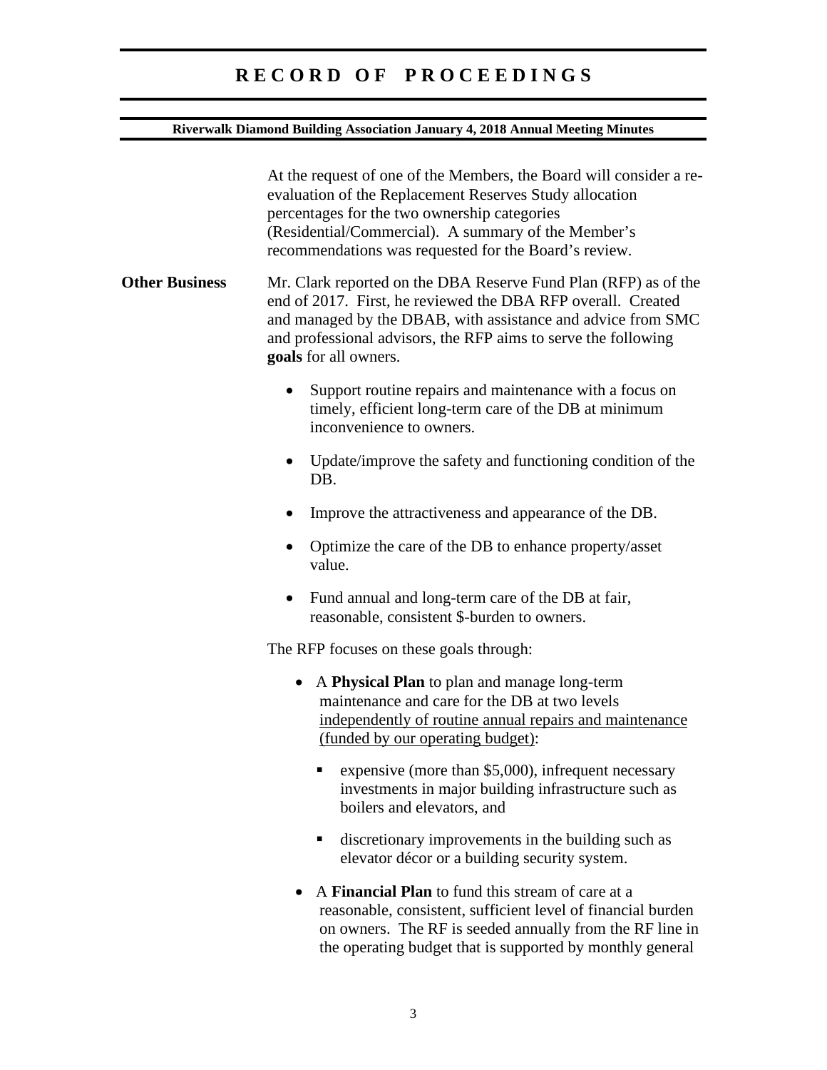At the request of one of the Members, the Board will consider a re-evaluation of the Replacement Reserves Study allocation percentages for the two ownership categories (Residential/Commercial). A summary of the Member's recommendations was requested for the Board's review.

**Other Business**

Mr. Clark reported on the DBA Reserve Fund Plan (RFP) as of the end of 2017. First, he reviewed the DBA RFP overall. Created and managed by the DBAB, with assistance and advice from SMC and professional advisors, the RFP aims to serve the following **goals** for all owners.

- Support routine repairs and maintenance with a focus on timely, efficient long-term care of the DB at minimum inconvenience to owners.
- Update/improve the safety and functioning condition of the DB.
- Improve the attractiveness and appearance of the DB.
- Optimize the care of the DB to enhance property/asset value.
- Fund annual and long-term care of the DB at fair, reasonable, consistent $-burden to owners.

The RFP focuses on these goals through:

- A **Physical Plan** to plan and manage long-term maintenance and care for the DB at two levels <u>independently of routine annual repairs and maintenance (funded by our operating budget)</u>:
  - expensive (more than $5,000), infrequent necessary investments in major building infrastructure such as boilers and elevators, and
  - discretionary improvements in the building such as elevator décor or a building security system.
- A **Financial Plan** to fund this stream of care at a reasonable, consistent, sufficient level of financial burden on owners. The RF is seeded annually from the RF line in the operating budget that is supported by monthly general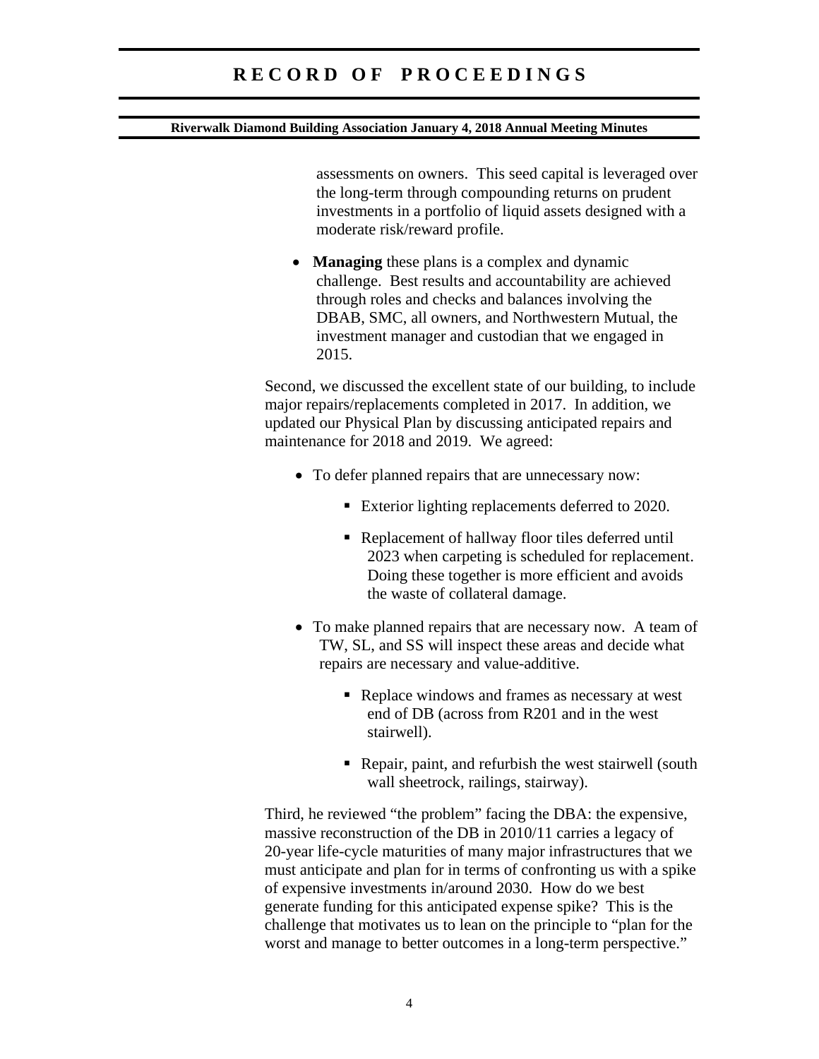assessments on owners. This seed capital is leveraged over the long-term through compounding returns on prudent investments in a portfolio of liquid assets designed with a moderate risk/reward profile.

- **Managing** these plans is a complex and dynamic challenge. Best results and accountability are achieved through roles and checks and balances involving the DBAB, SMC, all owners, and Northwestern Mutual, the investment manager and custodian that we engaged in 2015.

Second, we discussed the excellent state of our building, to include major repairs/replacements completed in 2017. In addition, we updated our Physical Plan by discussing anticipated repairs and maintenance for 2018 and 2019. We agreed:

- To defer planned repairs that are unnecessary now:
  - Exterior lighting replacements deferred to 2020.
  - Replacement of hallway floor tiles deferred until 2023 when carpeting is scheduled for replacement. Doing these together is more efficient and avoids the waste of collateral damage.
- To make planned repairs that are necessary now. A team of TW, SL, and SS will inspect these areas and decide what repairs are necessary and value-additive.
  - Replace windows and frames as necessary at west end of DB (across from R201 and in the west stairwell).
  - Repair, paint, and refurbish the west stairwell (south wall sheetrock, railings, stairway).

Third, he reviewed "the problem" facing the DBA: the expensive, massive reconstruction of the DB in 2010/11 carries a legacy of 20-year life-cycle maturities of many major infrastructures that we must anticipate and plan for in terms of confronting us with a spike of expensive investments in/around 2030. How do we best generate funding for this anticipated expense spike? This is the challenge that motivates us to lean on the principle to "plan for the worst and manage to better outcomes in a long-term perspective."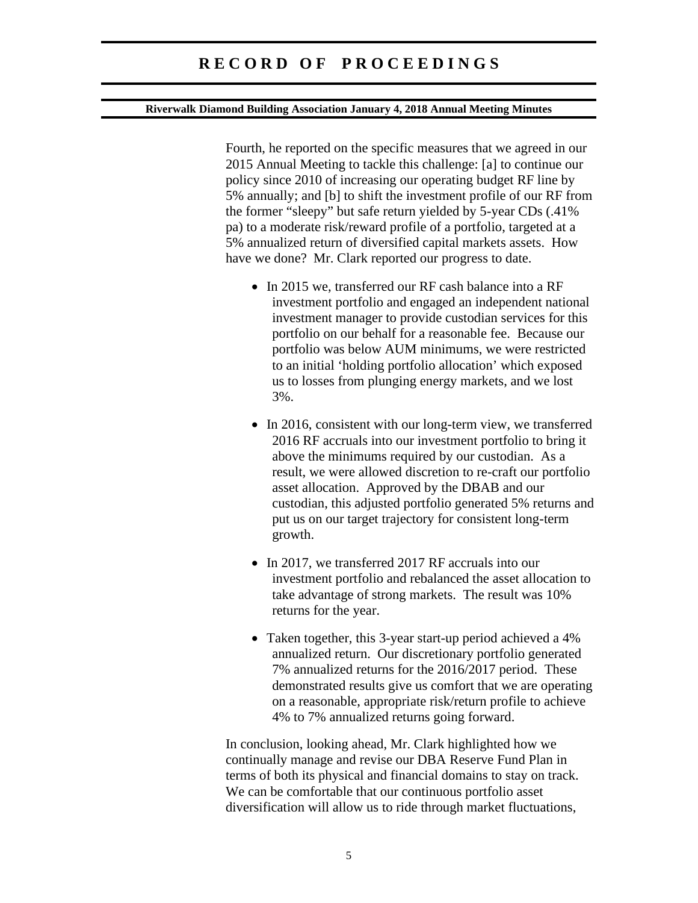Fourth, he reported on the specific measures that we agreed in our 2015 Annual Meeting to tackle this challenge: [a] to continue our policy since 2010 of increasing our operating budget RF line by 5% annually; and [b] to shift the investment profile of our RF from the former "sleepy" but safe return yielded by 5-year CDs (.41% pa) to a moderate risk/reward profile of a portfolio, targeted at a 5% annualized return of diversified capital markets assets. How have we done? Mr. Clark reported our progress to date.

- In 2015 we, transferred our RF cash balance into a RF investment portfolio and engaged an independent national investment manager to provide custodian services for this portfolio on our behalf for a reasonable fee. Because our portfolio was below AUM minimums, we were restricted to an initial 'holding portfolio allocation' which exposed us to losses from plunging energy markets, and we lost 3%.

- In 2016, consistent with our long-term view, we transferred 2016 RF accruals into our investment portfolio to bring it above the minimums required by our custodian. As a result, we were allowed discretion to re-craft our portfolio asset allocation. Approved by the DBAB and our custodian, this adjusted portfolio generated 5% returns and put us on our target trajectory for consistent long-term growth.

- In 2017, we transferred 2017 RF accruals into our investment portfolio and rebalanced the asset allocation to take advantage of strong markets. The result was 10% returns for the year.

- Taken together, this 3-year start-up period achieved a 4% annualized return. Our discretionary portfolio generated 7% annualized returns for the 2016/2017 period. These demonstrated results give us comfort that we are operating on a reasonable, appropriate risk/return profile to achieve 4% to 7% annualized returns going forward.

In conclusion, looking ahead, Mr. Clark highlighted how we continually manage and revise our DBA Reserve Fund Plan in terms of both its physical and financial domains to stay on track. We can be comfortable that our continuous portfolio asset diversification will allow us to ride through market fluctuations,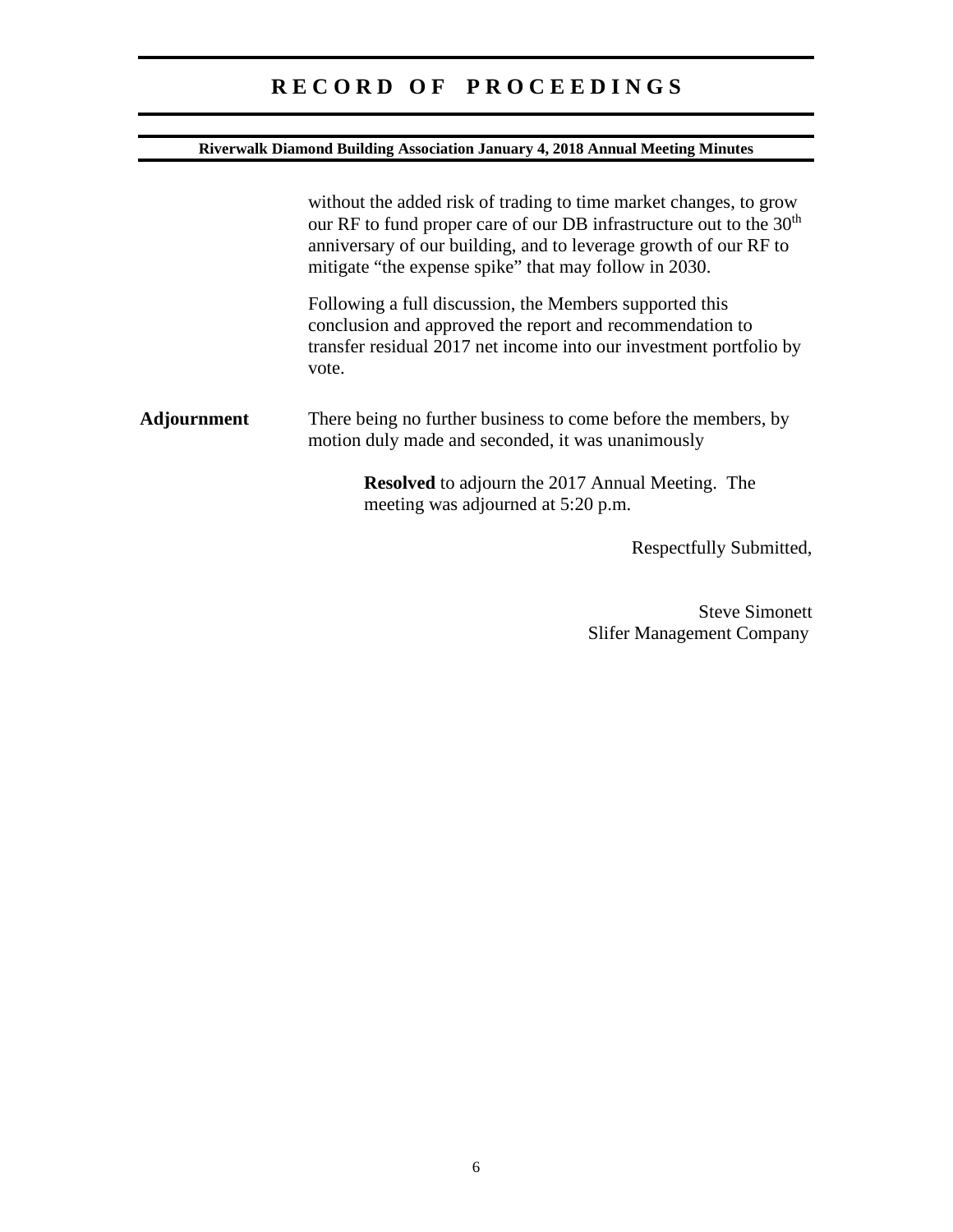without the added risk of trading to time market changes, to grow our RF to fund proper care of our DB infrastructure out to the $30^{th}$ anniversary of our building, and to leverage growth of our RF to mitigate "the expense spike" that may follow in 2030.

Following a full discussion, the Members supported this conclusion and approved the report and recommendation to transfer residual 2017 net income into our investment portfolio by vote.

**Adjournment**

There being no further business to come before the members, by motion duly made and seconded, it was unanimously

> **Resolved** to adjourn the 2017 Annual Meeting. The meeting was adjourned at 5:20 p.m.

Respectfully Submitted,

Steve Simonett
Slifer Management Company